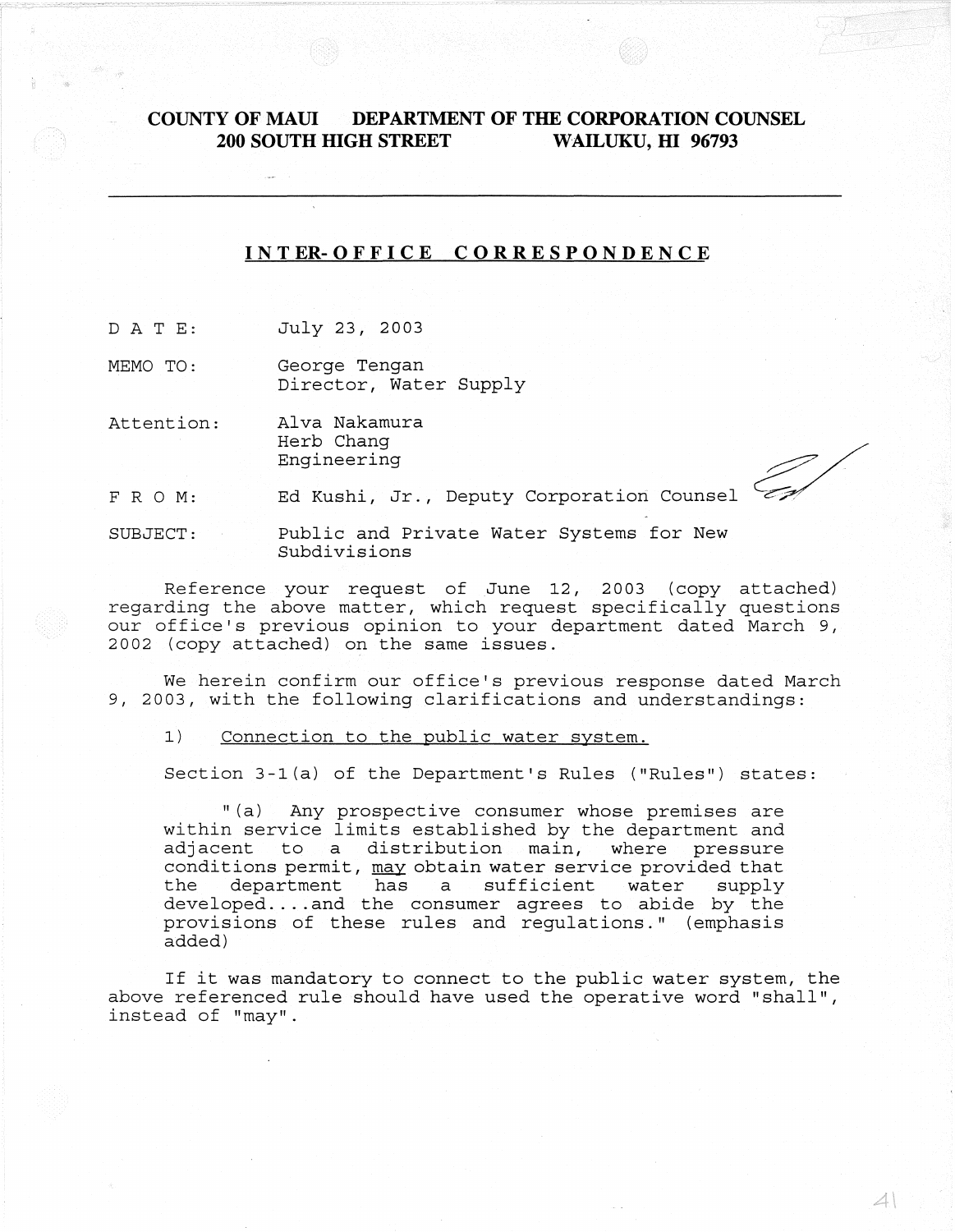**COUNTY OF MAUI DEPARTMENT OF THE CORPORATION COUNSEL**
**200 SOUTH HIGH STREET WAILUKU, HI 96793**

---

## INTER-OFFICE CORRESPONDENCE

DATE: July 23, 2003

MEMO TO: George Tengan
Director, Water Supply

Attention: Alva Nakamura
Herb Chang
Engineering

FROM: Ed Kushi, Jr., Deputy Corporation Counsel

SUBJECT: Public and Private Water Systems for New Subdivisions

Reference your request of June 12, 2003 (copy attached) regarding the above matter, which request specifically questions our office's previous opinion to your department dated March 9, 2002 (copy attached) on the same issues.

We herein confirm our office's previous response dated March 9, 2003, with the following clarifications and understandings:

1) Connection to the public water system.

Section 3-1(a) of the Department's Rules ("Rules") states:

> "(a) Any prospective consumer whose premises are within service limits established by the department and adjacent to a distribution main, where pressure conditions permit, may obtain water service provided that the department has a sufficient water supply developed....and the consumer agrees to abide by the provisions of these rules and regulations." (emphasis added)

If it was mandatory to connect to the public water system, the above referenced rule should have used the operative word "shall", instead of "may".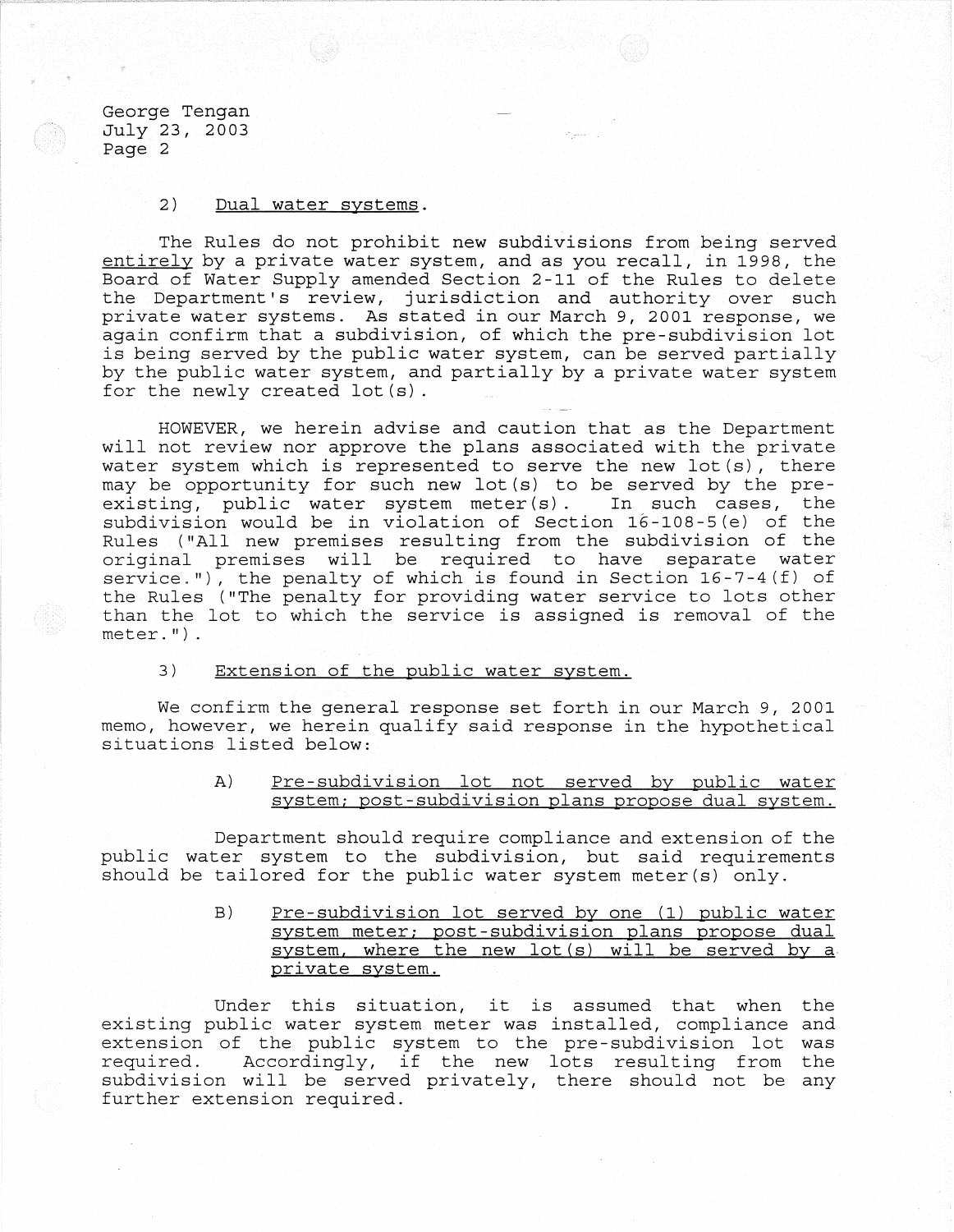2) <u>Dual water systems</u>.

The Rules do not prohibit new subdivisions from being served <u>entirely</u> by a private water system, and as you recall, in 1998, the Board of Water Supply amended Section 2-11 of the Rules to delete the Department's review, jurisdiction and authority over such private water systems. As stated in our March 9, 2001 response, we again confirm that a subdivision, of which the pre-subdivision lot is being served by the public water system, can be served partially by the public water system, and partially by a private water system for the newly created lot(s).

HOWEVER, we herein advise and caution that as the Department will not review nor approve the plans associated with the private water system which is represented to serve the new lot(s), there may be opportunity for such new lot(s) to be served by the pre-existing, public water system meter(s). In such cases, the subdivision would be in violation of Section 16-108-5(e) of the Rules ("All new premises resulting from the subdivision of the original premises will be required to have separate water service."), the penalty of which is found in Section 16-7-4(f) of the Rules ("The penalty for providing water service to lots other than the lot to which the service is assigned is removal of the meter.").

3) <u>Extension of the public water system.</u>

We confirm the general response set forth in our March 9, 2001 memo, however, we herein qualify said response in the hypothetical situations listed below:

A) <u>Pre-subdivision lot not served by public water system; post-subdivision plans propose dual system.</u>

Department should require compliance and extension of the public water system to the subdivision, but said requirements should be tailored for the public water system meter(s) only.

B) <u>Pre-subdivision lot served by one (1) public water system meter; post-subdivision plans propose dual system, where the new lot(s) will be served by a private system.</u>

Under this situation, it is assumed that when the existing public water system meter was installed, compliance and extension of the public system to the pre-subdivision lot was required. Accordingly, if the new lots resulting from the subdivision will be served privately, there should not be any further extension required.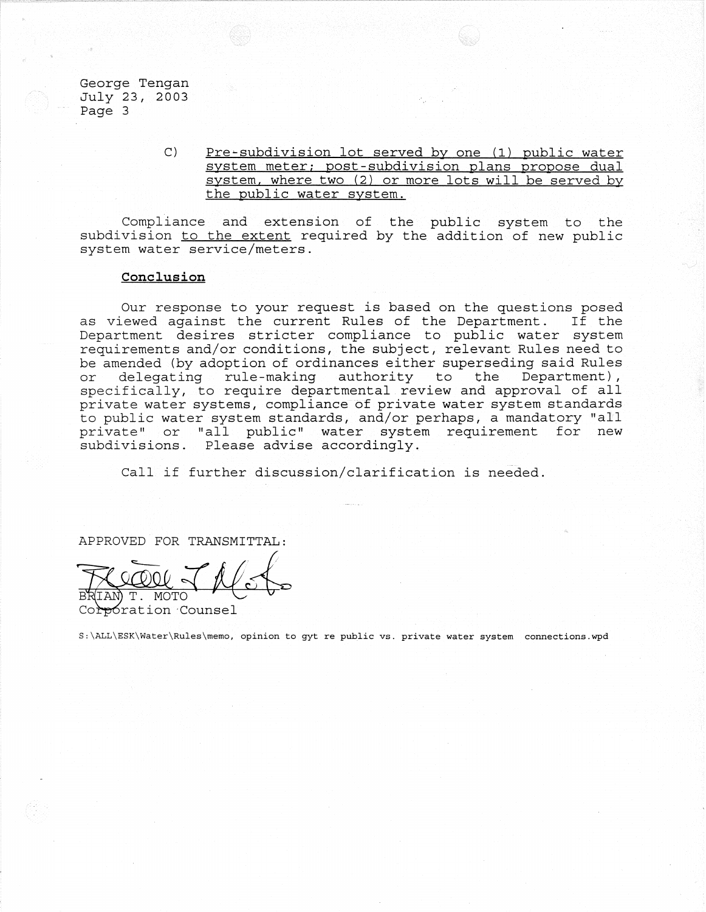C) <u>Pre-subdivision lot served by one (1) public water system meter; post-subdivision plans propose dual system, where two (2) or more lots will be served by the public water system.</u>

Compliance and extension of the public system to the subdivision <u>to the extent</u> required by the addition of new public system water service/meters.

## **Conclusion**

Our response to your request is based on the questions posed as viewed against the current Rules of the Department. If the Department desires stricter compliance to public water system requirements and/or conditions, the subject, relevant Rules need to be amended (by adoption of ordinances either superseding said Rules or delegating rule-making authority to the Department), specifically, to require departmental review and approval of all private water systems, compliance of private water system standards to public water system standards, and/or perhaps, a mandatory "all private" or "all public" water system requirement for new subdivisions. Please advise accordingly.

Call if further discussion/clarification is needed.

APPROVED FOR TRANSMITTAL:

BRIAN T. MOTO
Corporation Counsel

S:\ALL\ESK\Water\Rules\memo, opinion to gyt re public vs. private water system connections.wpd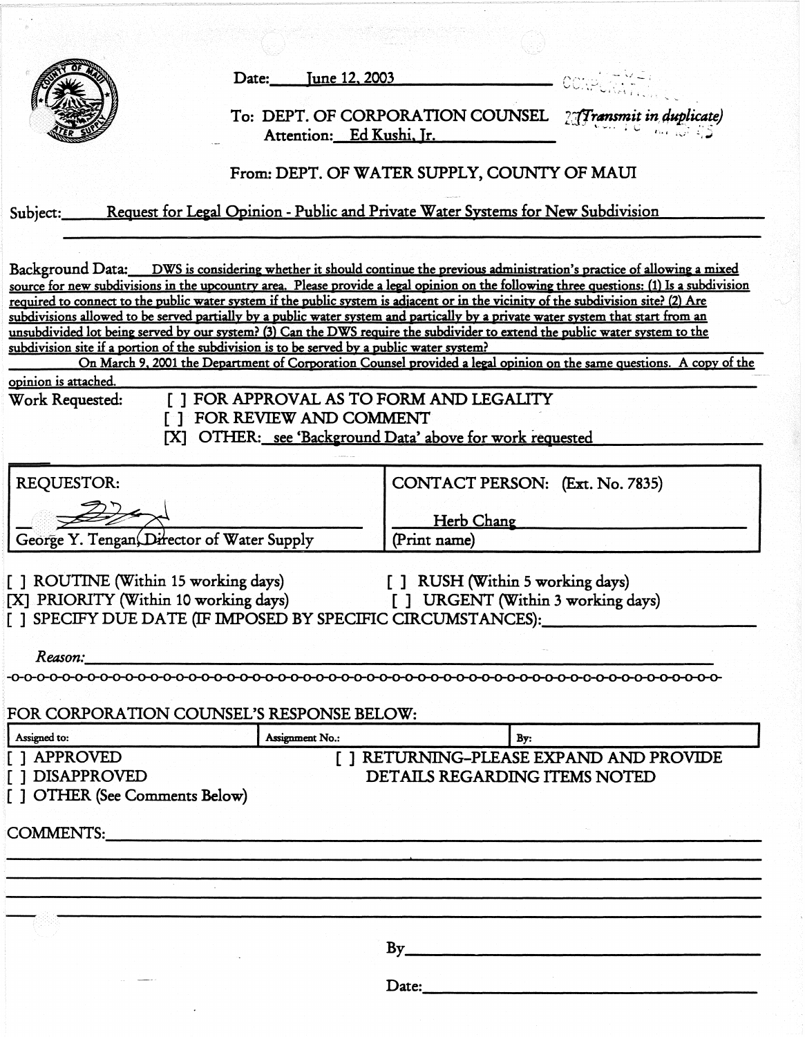Date: June 12, 2003

To: DEPT. OF CORPORATION COUNSEL *(Transmit in duplicate)*
Attention: Ed Kushi, Jr.

From: DEPT. OF WATER SUPPLY, COUNTY OF MAUI

Subject: Request for Legal Opinion - Public and Private Water Systems for New Subdivision

Background Data: DWS is considering whether it should continue the previous administration's practice of allowing a mixed source for new subdivisions in the upcountry area. Please provide a legal opinion on the following three questions: (1) Is a subdivision required to connect to the public water system if the public system is adjacent or in the vicinity of the subdivision site? (2) Are subdivisions allowed to be served partially by a public water system and partically by a private water system that start from an unsubdivided lot being served by our system? (3) Can the DWS require the subdivider to extend the public water system to the subdivision site if a portion of the subdivision is to be served by a public water system?

On March 9, 2001 the Department of Corporation Counsel provided a legal opinion on the same questions. A copy of the opinion is attached.

Work Requested:
[ ] FOR APPROVAL AS TO FORM AND LEGALITY
[ ] FOR REVIEW AND COMMENT
[X] OTHER: see 'Background Data' above for work requested

| REQUESTOR: | CONTACT PERSON: (Ext. No. 7835) |
| --- | --- |
| George Y. Tengan, Director of Water Supply | Herb Chang (Print name) |

[ ] ROUTINE (Within 15 working days)
[ ] RUSH (Within 5 working days)
[X] PRIORITY (Within 10 working days)
[ ] URGENT (Within 3 working days)
[ ] SPECIFY DUE DATE (IF IMPOSED BY SPECIFIC CIRCUMSTANCES): \_\_\_\_\_\_\_\_

*Reason:* \_\_\_\_\_\_\_\_

-o-o-o-o-o-o-o-o-o-o-o-o-o-o-o-o-o-o-o-o-o-o-o-o-o-o-o-o-o-o-o-o-o-o-o-o-o-o-o-o-o-o-o-o-

FOR CORPORATION COUNSEL'S RESPONSE BELOW:

| Assigned to: | Assignment No.: | By: |
| --- | --- | --- |

[ ] APPROVED
[ ] DISAPPROVED
[ ] OTHER (See Comments Below)
[ ] RETURNING–PLEASE EXPAND AND PROVIDE DETAILS REGARDING ITEMS NOTED

COMMENTS: \_\_\_\_\_\_\_\_

By \_\_\_\_\_\_\_\_

Date: \_\_\_\_\_\_\_\_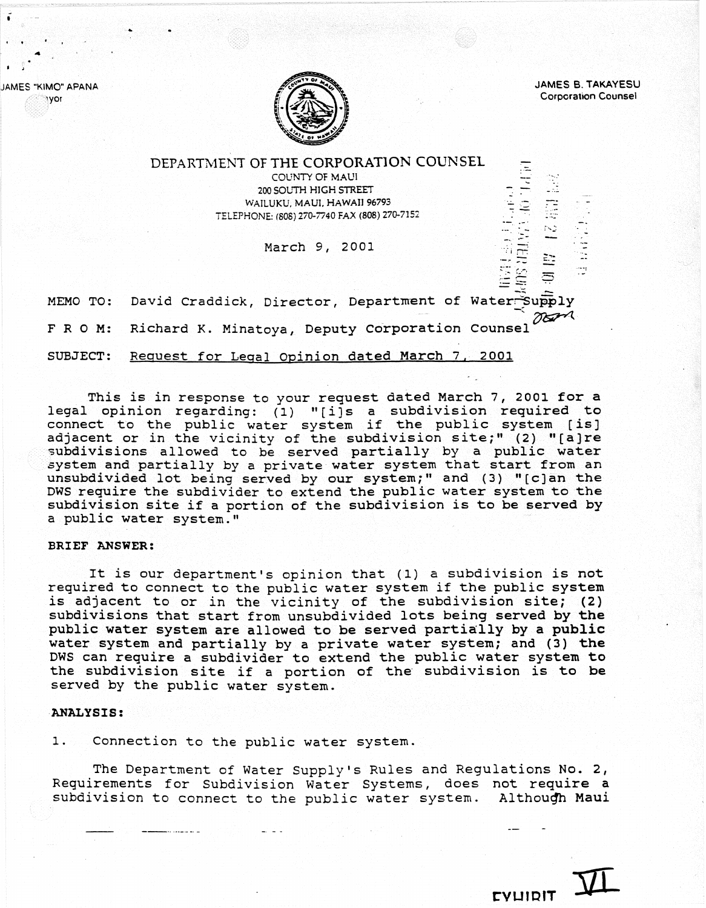JAMES "KIMO" APANA
Mayor

JAMES B. TAKAYESU
Corporation Counsel

DEPARTMENT OF THE CORPORATION COUNSEL
COUNTY OF MAUI
200 SOUTH HIGH STREET
WAILUKU, MAUI, HAWAII 96793
TELEPHONE: (808) 270-7740 FAX (808) 270-7152

March 9, 2001

MEMO TO: David Craddick, Director, Department of Water Supply

F R O M: Richard K. Minatoya, Deputy Corporation Counsel

SUBJECT: Request for Legal Opinion dated March 7, 2001

This is in response to your request dated March 7, 2001 for a legal opinion regarding: (1) "[i]s a subdivision required to connect to the public water system if the public system [is] adjacent or in the vicinity of the subdivision site;" (2) "[a]re subdivisions allowed to be served partially by a public water system and partially by a private water system that start from an unsubdivided lot being served by our system;" and (3) "[c]an the DWS require the subdivider to extend the public water system to the subdivision site if a portion of the subdivision is to be served by a public water system."

**BRIEF ANSWER:**

It is our department's opinion that (1) a subdivision is not required to connect to the public water system if the public system is adjacent to or in the vicinity of the subdivision site; (2) subdivisions that start from unsubdivided lots being served by the public water system are allowed to be served partially by a public water system and partially by a private water system; and (3) the DWS can require a subdivider to extend the public water system to the subdivision site if a portion of the subdivision is to be served by the public water system.

**ANALYSIS:**

1. Connection to the public water system.

The Department of Water Supply's Rules and Regulations No. 2, Requirements for Subdivision Water Systems, does not require a subdivision to connect to the public water system. Although Maui

EXHIBIT VI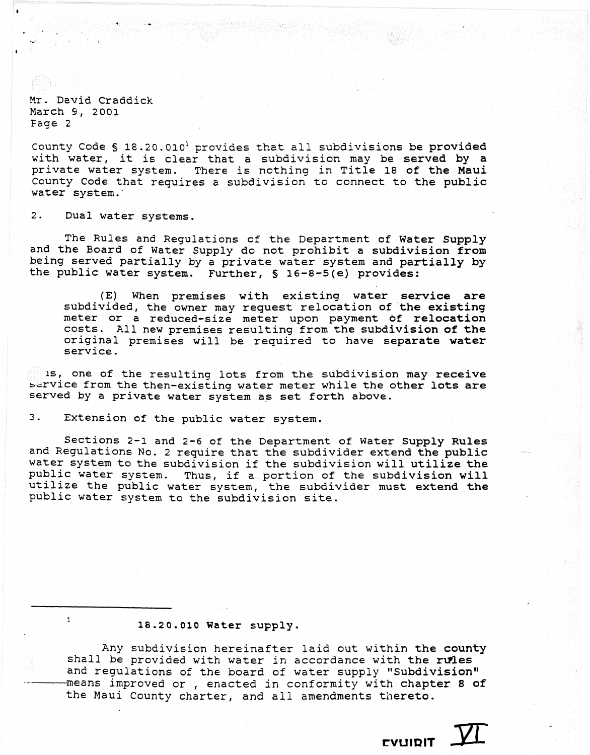Mr. David Craddick
March 9, 2001
Page 2

County Code § 18.20.010[1] provides that all subdivisions be provided with water, it is clear that a subdivision may be served by a private water system. There is nothing in Title 18 of the Maui County Code that requires a subdivision to connect to the public water system.

2. Dual water systems.

The Rules and Regulations of the Department of Water Supply and the Board of Water Supply do not prohibit a subdivision from being served partially by a private water system and partially by the public water system. Further, § 16-8-5(e) provides:

> (E) When premises with existing water service are subdivided, the owner may request relocation of the existing meter or a reduced-size meter upon payment of relocation costs. All new premises resulting from the subdivision of the original premises will be required to have separate water service.

Thus, one of the resulting lots from the subdivision may receive service from the then-existing water meter while the other lots are served by a private water system as set forth above.

3. Extension of the public water system.

Sections 2-1 and 2-6 of the Department of Water Supply Rules and Regulations No. 2 require that the subdivider extend the public water system to the subdivision if the subdivision will utilize the public water system. Thus, if a portion of the subdivision will utilize the public water system, the subdivider must extend the public water system to the subdivision site.

---

[1] **18.20.010 Water supply.**

Any subdivision hereinafter laid out within the county shall be provided with water in accordance with the rules and regulations of the board of water supply "Subdivision" means improved or , enacted in conformity with chapter 8 of the Maui County charter, and all amendments thereto.

EXHIBIT VI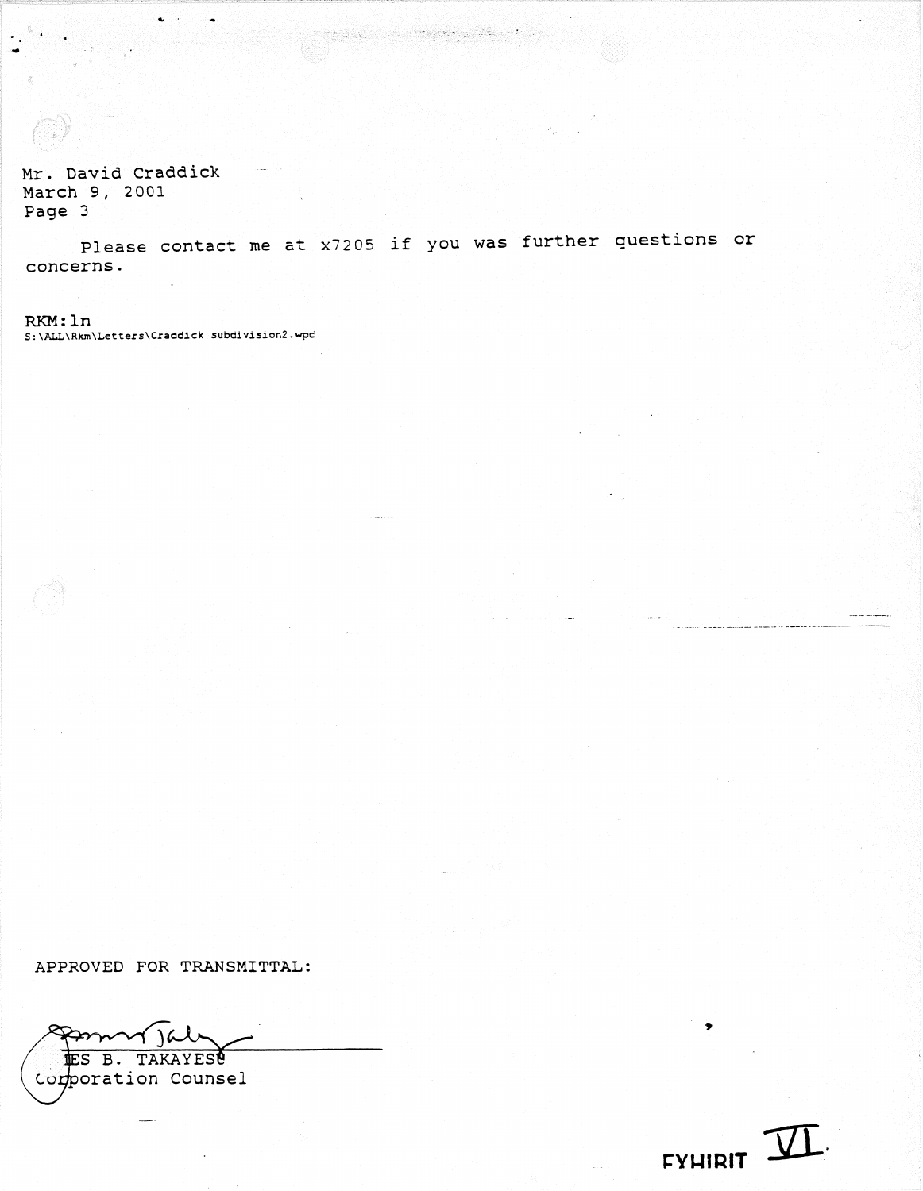Mr. David Craddick
March 9, 2001
Page 3

Please contact me at x7205 if you was further questions or concerns.

RKM:ln
S:\ALL\Rkm\Letters\Craddick subdivision2.wpc

APPROVED FOR TRANSMITTAL:

ES B. TAKAYESE
Corporation Counsel

EXHIBIT VI